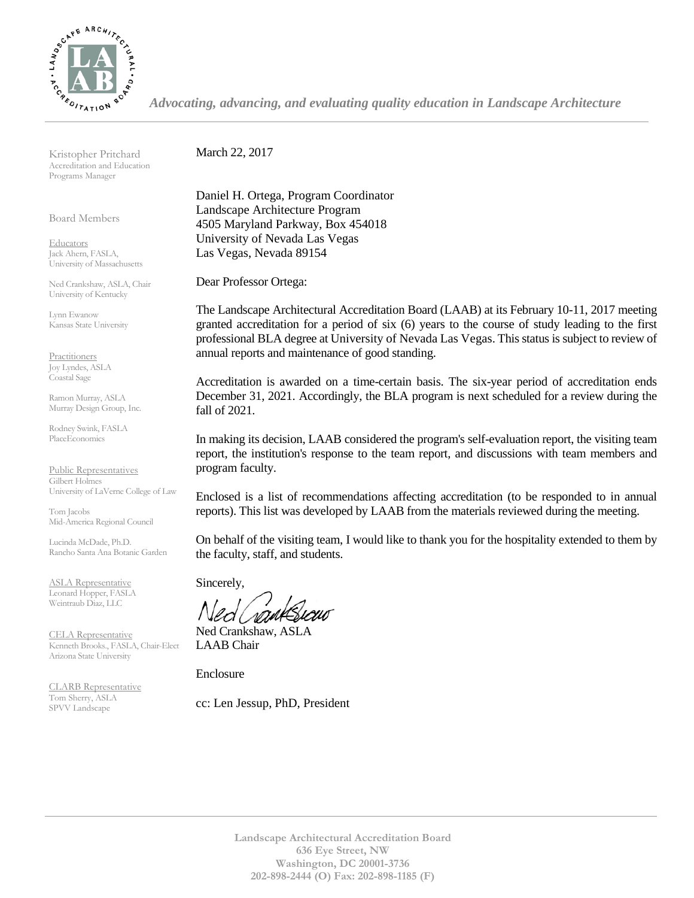*Advocating, advancing, and evaluating quality education in Landscape Architecture*

Kristopher Pritchard
Accreditation and Education Programs Manager

Board Members

Educators
Jack Ahern, FASLA,
University of Massachusetts

Ned Crankshaw, ASLA, Chair
University of Kentucky

Lynn Ewanow
Kansas State University

Practitioners
Joy Lyndes, ASLA
Coastal Sage

Ramon Murray, ASLA
Murray Design Group, Inc.

Rodney Swink, FASLA
PlaceEconomics

Public Representatives
Gilbert Holmes
University of LaVerne College of Law

Tom Jacobs
Mid-America Regional Council

Lucinda McDade, Ph.D.
Rancho Santa Ana Botanic Garden

ASLA Representative
Leonard Hopper, FASLA
Weintraub Diaz, LLC

CELA Representative
Kenneth Brooks., FASLA, Chair-Elect
Arizona State University

CLARB Representative
Tom Sherry, ASLA
SPVV Landscape

March 22, 2017

Daniel H. Ortega, Program Coordinator
Landscape Architecture Program
4505 Maryland Parkway, Box 454018
University of Nevada Las Vegas
Las Vegas, Nevada 89154

Dear Professor Ortega:

The Landscape Architectural Accreditation Board (LAAB) at its February 10-11, 2017 meeting granted accreditation for a period of six (6) years to the course of study leading to the first professional BLA degree at University of Nevada Las Vegas. This status is subject to review of annual reports and maintenance of good standing.

Accreditation is awarded on a time-certain basis. The six-year period of accreditation ends December 31, 2021. Accordingly, the BLA program is next scheduled for a review during the fall of 2021.

In making its decision, LAAB considered the program's self-evaluation report, the visiting team report, the institution's response to the team report, and discussions with team members and program faculty.

Enclosed is a list of recommendations affecting accreditation (to be responded to in annual reports). This list was developed by LAAB from the materials reviewed during the meeting.

On behalf of the visiting team, I would like to thank you for the hospitality extended to them by the faculty, staff, and students.

Sincerely,

Ned Crankshaw, ASLA
LAAB Chair

Enclosure

cc: Len Jessup, PhD, President

**Landscape Architectural Accreditation Board**
**636 Eye Street, NW**
**Washington, DC 20001-3736**
**202-898-2444 (O) Fax: 202-898-1185 (F)**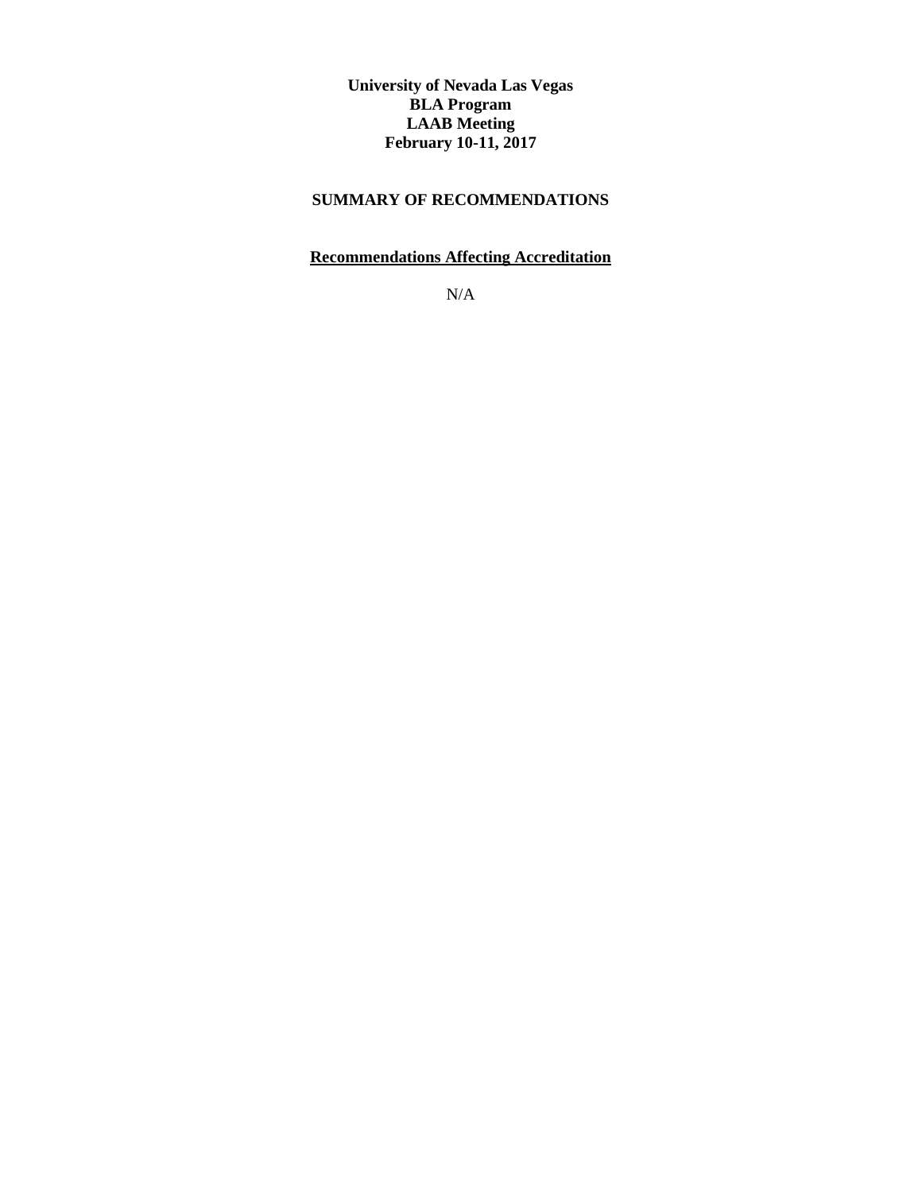**University of Nevada Las Vegas**
**BLA Program**
**LAAB Meeting**
**February 10-11, 2017**

## SUMMARY OF RECOMMENDATIONS

### Recommendations Affecting Accreditation

N/A